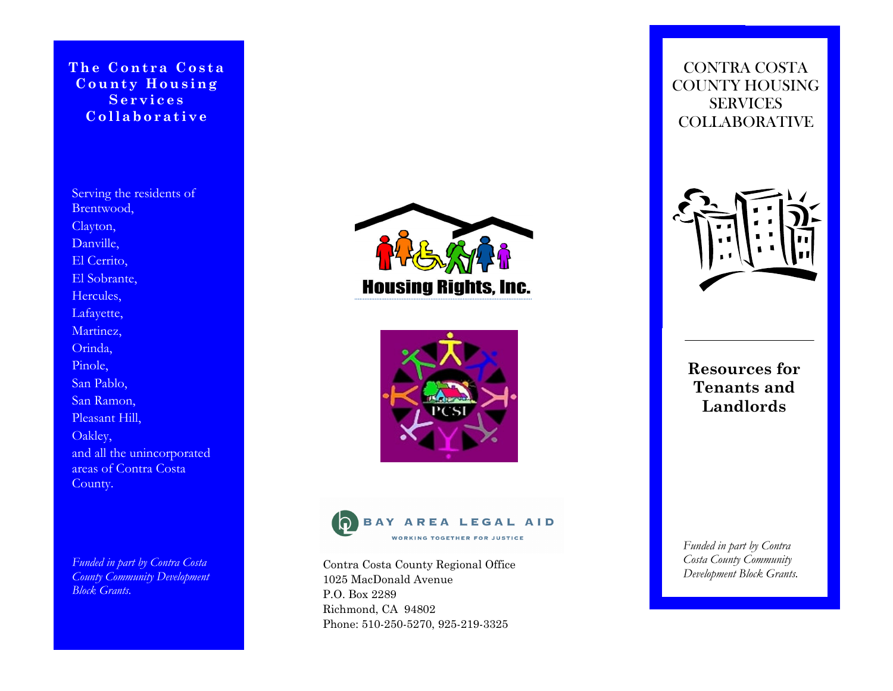## The Contra Costa County Housing Services Collaborative

Serving the residents of Brentwood,
Clayton,
Danville,
El Cerrito,
El Sobrante,
Hercules,
Lafayette,
Martinez,
Orinda,
Pinole,
San Pablo,
San Ramon,
Pleasant Hill,
Oakley,
and all the unincorporated areas of Contra Costa County.

*Funded in part by Contra Costa County Community Development Block Grants.*

Housing Rights, Inc.

PCSI

BAY AREA LEGAL AID
WORKING TOGETHER FOR JUSTICE

Contra Costa County Regional Office
1025 MacDonald Avenue
P.O. Box 2289
Richmond, CA 94802
Phone: 510-250-5270, 925-219-3325

# CONTRA COSTA COUNTY HOUSING SERVICES COLLABORATIVE

## Resources for Tenants and Landlords

*Funded in part by Contra Costa County Community Development Block Grants.*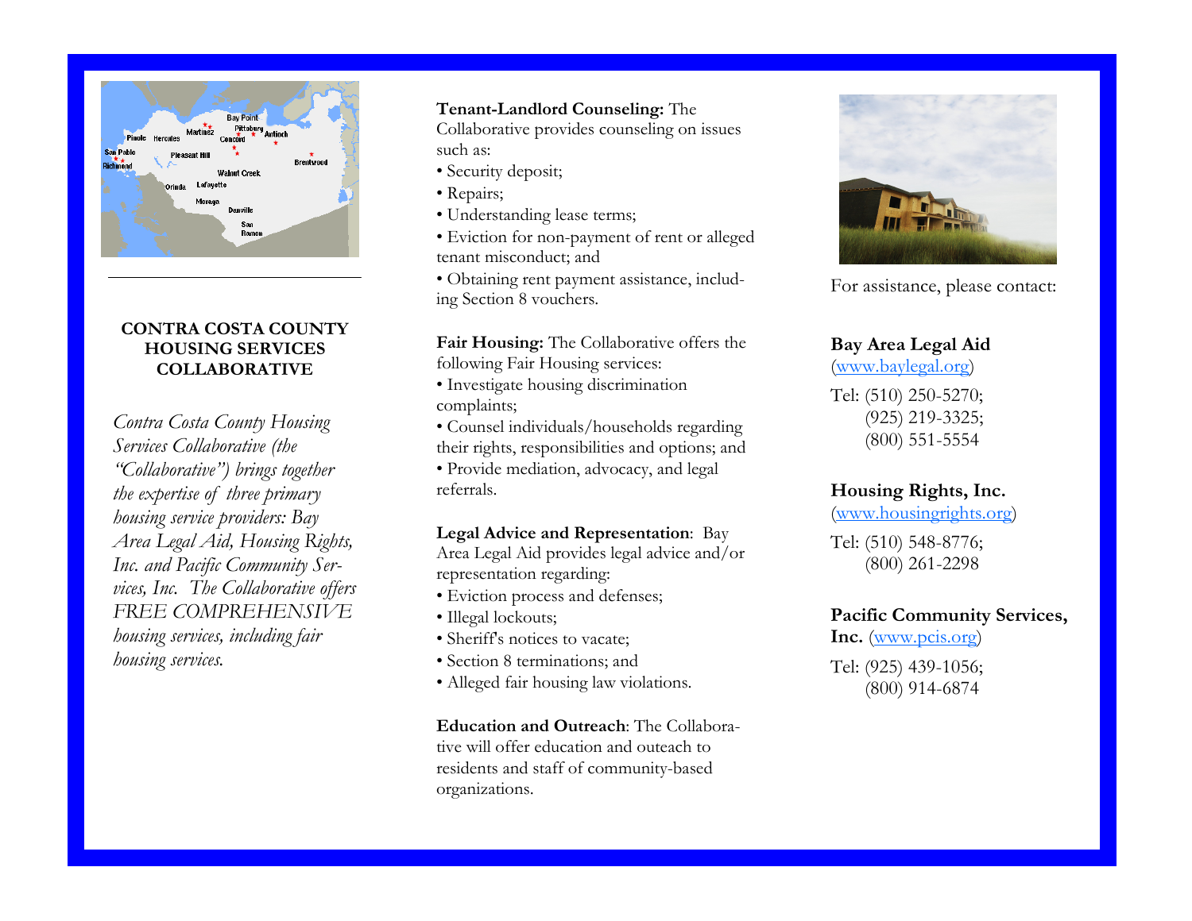**CONTRA COSTA COUNTY HOUSING SERVICES COLLABORATIVE**

*Contra Costa County Housing Services Collaborative (the "Collaborative") brings together the expertise of three primary housing service providers: Bay Area Legal Aid, Housing Rights, Inc. and Pacific Community Services, Inc. The Collaborative offers FREE COMPREHENSIVE housing services, including fair housing services.*

**Tenant-Landlord Counseling:** The Collaborative provides counseling on issues such as:

- Security deposit;
- Repairs;
- Understanding lease terms;
- Eviction for non-payment of rent or alleged tenant misconduct; and
- Obtaining rent payment assistance, including Section 8 vouchers.

**Fair Housing:** The Collaborative offers the following Fair Housing services:

- Investigate housing discrimination complaints;
- Counsel individuals/households regarding their rights, responsibilities and options; and
- Provide mediation, advocacy, and legal referrals.

**Legal Advice and Representation**: Bay Area Legal Aid provides legal advice and/or representation regarding:

- Eviction process and defenses;
- Illegal lockouts;
- Sheriff's notices to vacate;
- Section 8 terminations; and
- Alleged fair housing law violations.

**Education and Outreach**: The Collaborative will offer education and outeach to residents and staff of community-based organizations.

For assistance, please contact:

**Bay Area Legal Aid** (www.baylegal.org)

Tel: (510) 250-5270;
(925) 219-3325;
(800) 551-5554

**Housing Rights, Inc.** (www.housingrights.org)

Tel: (510) 548-8776;
(800) 261-2298

**Pacific Community Services, Inc.** (www.pcis.org)

Tel: (925) 439-1056;
(800) 914-6874